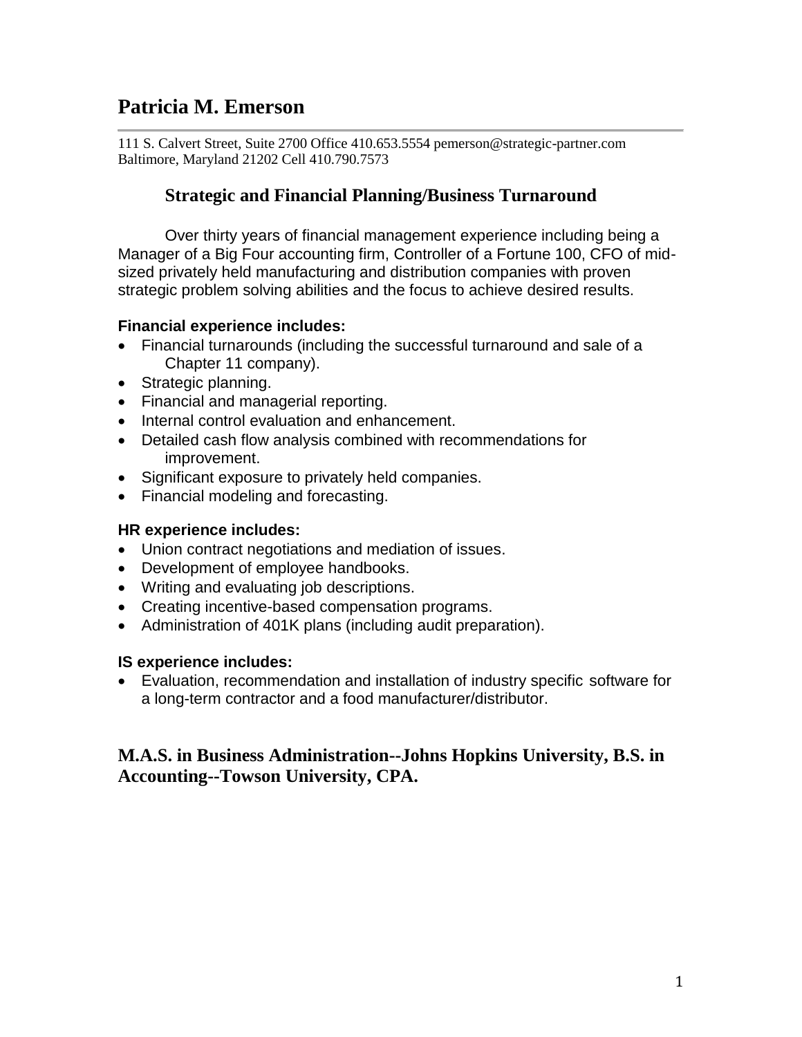# Patricia M. Emerson

111 S. Calvert Street, Suite 2700 Office 410.653.5554 pemerson@strategic-partner.com
Baltimore, Maryland 21202 Cell 410.790.7573

## Strategic and Financial Planning/Business Turnaround

Over thirty years of financial management experience including being a Manager of a Big Four accounting firm, Controller of a Fortune 100, CFO of mid-sized privately held manufacturing and distribution companies with proven strategic problem solving abilities and the focus to achieve desired results.

**Financial experience includes:**

- Financial turnarounds (including the successful turnaround and sale of a Chapter 11 company).
- Strategic planning.
- Financial and managerial reporting.
- Internal control evaluation and enhancement.
- Detailed cash flow analysis combined with recommendations for improvement.
- Significant exposure to privately held companies.
- Financial modeling and forecasting.

**HR experience includes:**

- Union contract negotiations and mediation of issues.
- Development of employee handbooks.
- Writing and evaluating job descriptions.
- Creating incentive-based compensation programs.
- Administration of 401K plans (including audit preparation).

**IS experience includes:**

- Evaluation, recommendation and installation of industry specific software for a long-term contractor and a food manufacturer/distributor.

**M.A.S. in Business Administration--Johns Hopkins University, B.S. in Accounting--Towson University, CPA.**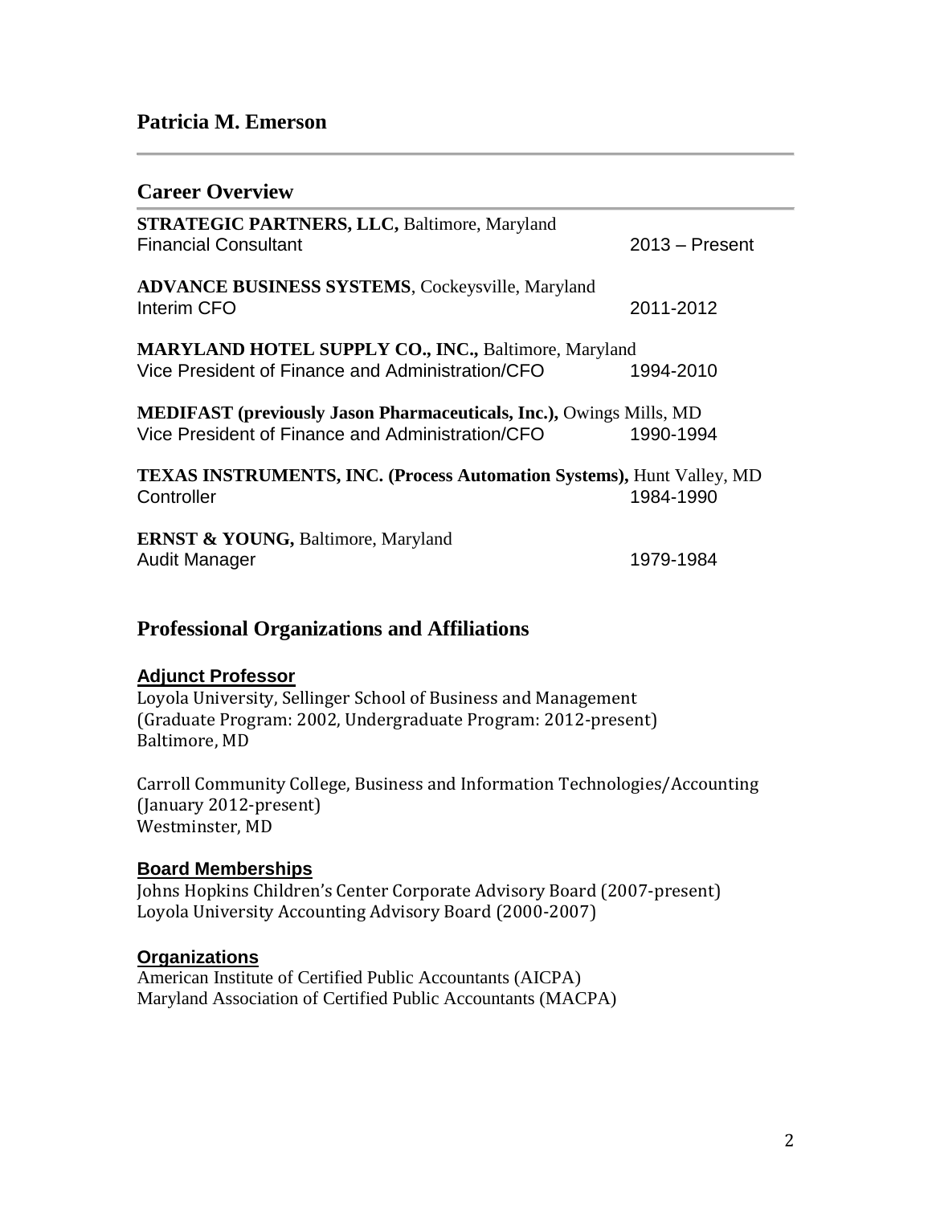## Patricia M. Emerson

## Career Overview

**STRATEGIC PARTNERS, LLC,** Baltimore, Maryland
Financial Consultant — 2013 – Present

**ADVANCE BUSINESS SYSTEMS**, Cockeysville, Maryland
Interim CFO — 2011-2012

**MARYLAND HOTEL SUPPLY CO., INC.,** Baltimore, Maryland
Vice President of Finance and Administration/CFO — 1994-2010

**MEDIFAST (previously Jason Pharmaceuticals, Inc.),** Owings Mills, MD
Vice President of Finance and Administration/CFO — 1990-1994

**TEXAS INSTRUMENTS, INC. (Process Automation Systems),** Hunt Valley, MD
Controller — 1984-1990

**ERNST & YOUNG,** Baltimore, Maryland
Audit Manager — 1979-1984

## Professional Organizations and Affiliations

### Adjunct Professor

Loyola University, Sellinger School of Business and Management
(Graduate Program: 2002, Undergraduate Program: 2012-present)
Baltimore, MD

Carroll Community College, Business and Information Technologies/Accounting
(January 2012-present)
Westminster, MD

### Board Memberships

Johns Hopkins Children's Center Corporate Advisory Board (2007-present)
Loyola University Accounting Advisory Board (2000-2007)

### Organizations

American Institute of Certified Public Accountants (AICPA)
Maryland Association of Certified Public Accountants (MACPA)